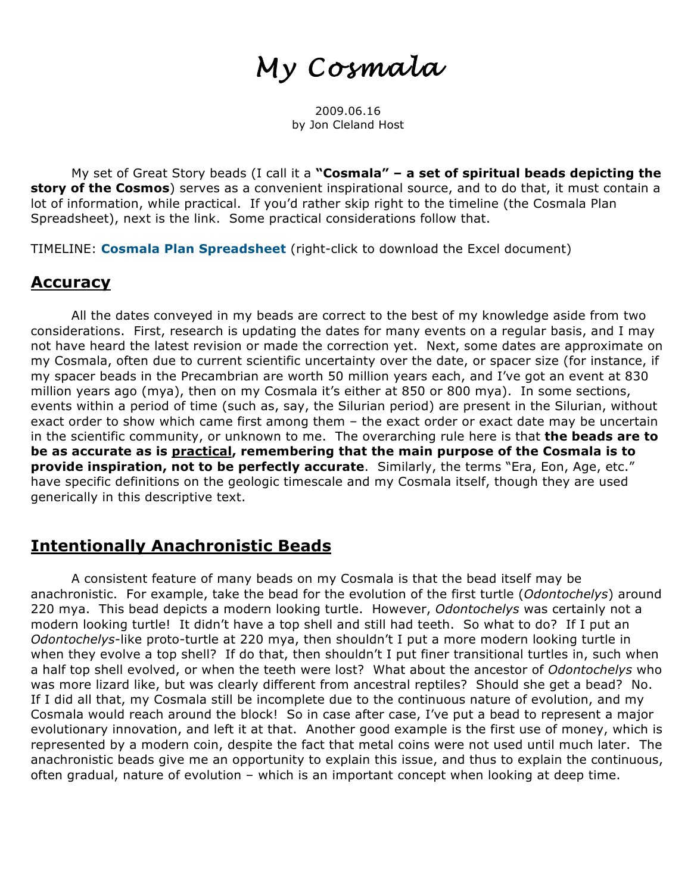# *My Cosmala*

2009.06.16
by Jon Cleland Host

My set of Great Story beads (I call it a **"Cosmala" – a set of spiritual beads depicting the story of the Cosmos**) serves as a convenient inspirational source, and to do that, it must contain a lot of information, while practical. If you'd rather skip right to the timeline (the Cosmala Plan Spreadsheet), next is the link. Some practical considerations follow that.

TIMELINE: **Cosmala Plan Spreadsheet** (right-click to download the Excel document)

## Accuracy

All the dates conveyed in my beads are correct to the best of my knowledge aside from two considerations. First, research is updating the dates for many events on a regular basis, and I may not have heard the latest revision or made the correction yet. Next, some dates are approximate on my Cosmala, often due to current scientific uncertainty over the date, or spacer size (for instance, if my spacer beads in the Precambrian are worth 50 million years each, and I've got an event at 830 million years ago (mya), then on my Cosmala it's either at 850 or 800 mya). In some sections, events within a period of time (such as, say, the Silurian period) are present in the Silurian, without exact order to show which came first among them – the exact order or exact date may be uncertain in the scientific community, or unknown to me. The overarching rule here is that **the beads are to be as accurate as is <u>practical</u>, remembering that the main purpose of the Cosmala is to provide inspiration, not to be perfectly accurate**. Similarly, the terms "Era, Eon, Age, etc." have specific definitions on the geologic timescale and my Cosmala itself, though they are used generically in this descriptive text.

## Intentionally Anachronistic Beads

A consistent feature of many beads on my Cosmala is that the bead itself may be anachronistic. For example, take the bead for the evolution of the first turtle (*Odontochelys*) around 220 mya. This bead depicts a modern looking turtle. However, *Odontochelys* was certainly not a modern looking turtle! It didn't have a top shell and still had teeth. So what to do? If I put an *Odontochelys*-like proto-turtle at 220 mya, then shouldn't I put a more modern looking turtle in when they evolve a top shell? If do that, then shouldn't I put finer transitional turtles in, such when a half top shell evolved, or when the teeth were lost? What about the ancestor of *Odontochelys* who was more lizard like, but was clearly different from ancestral reptiles? Should she get a bead? No. If I did all that, my Cosmala still be incomplete due to the continuous nature of evolution, and my Cosmala would reach around the block! So in case after case, I've put a bead to represent a major evolutionary innovation, and left it at that. Another good example is the first use of money, which is represented by a modern coin, despite the fact that metal coins were not used until much later. The anachronistic beads give me an opportunity to explain this issue, and thus to explain the continuous, often gradual, nature of evolution – which is an important concept when looking at deep time.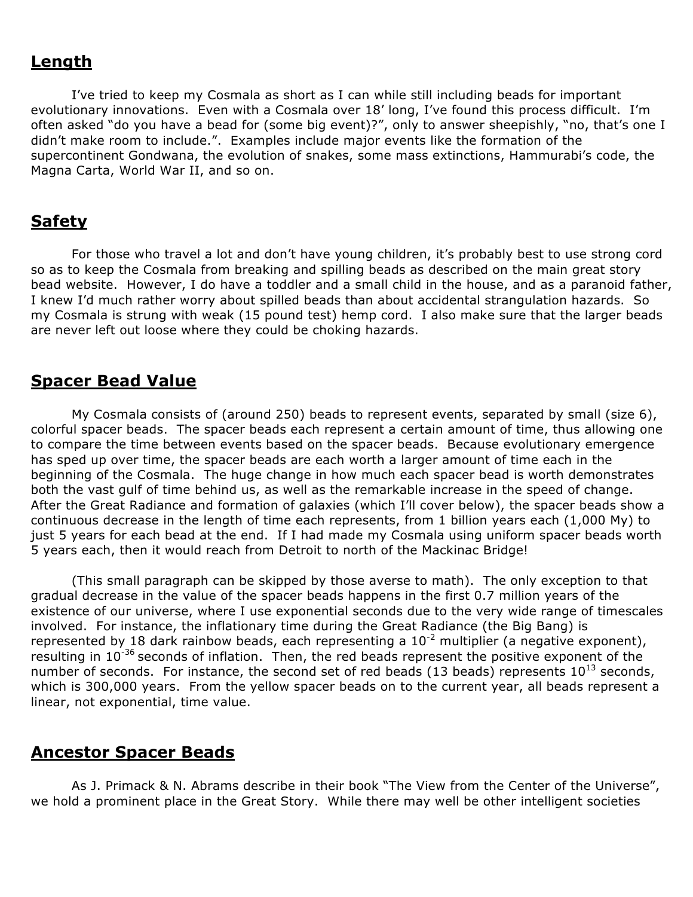## Length

I've tried to keep my Cosmala as short as I can while still including beads for important evolutionary innovations. Even with a Cosmala over 18' long, I've found this process difficult. I'm often asked "do you have a bead for (some big event)?", only to answer sheepishly, "no, that's one I didn't make room to include.". Examples include major events like the formation of the supercontinent Gondwana, the evolution of snakes, some mass extinctions, Hammurabi's code, the Magna Carta, World War II, and so on.

## Safety

For those who travel a lot and don't have young children, it's probably best to use strong cord so as to keep the Cosmala from breaking and spilling beads as described on the main great story bead website. However, I do have a toddler and a small child in the house, and as a paranoid father, I knew I'd much rather worry about spilled beads than about accidental strangulation hazards. So my Cosmala is strung with weak (15 pound test) hemp cord. I also make sure that the larger beads are never left out loose where they could be choking hazards.

## Spacer Bead Value

My Cosmala consists of (around 250) beads to represent events, separated by small (size 6), colorful spacer beads. The spacer beads each represent a certain amount of time, thus allowing one to compare the time between events based on the spacer beads. Because evolutionary emergence has sped up over time, the spacer beads are each worth a larger amount of time each in the beginning of the Cosmala. The huge change in how much each spacer bead is worth demonstrates both the vast gulf of time behind us, as well as the remarkable increase in the speed of change. After the Great Radiance and formation of galaxies (which I'll cover below), the spacer beads show a continuous decrease in the length of time each represents, from 1 billion years each (1,000 My) to just 5 years for each bead at the end. If I had made my Cosmala using uniform spacer beads worth 5 years each, then it would reach from Detroit to north of the Mackinac Bridge!

(This small paragraph can be skipped by those averse to math). The only exception to that gradual decrease in the value of the spacer beads happens in the first 0.7 million years of the existence of our universe, where I use exponential seconds due to the very wide range of timescales involved. For instance, the inflationary time during the Great Radiance (the Big Bang) is represented by 18 dark rainbow beads, each representing a $10^{-2}$ multiplier (a negative exponent), resulting in $10^{-36}$ seconds of inflation. Then, the red beads represent the positive exponent of the number of seconds. For instance, the second set of red beads (13 beads) represents $10^{13}$ seconds, which is 300,000 years. From the yellow spacer beads on to the current year, all beads represent a linear, not exponential, time value.

## Ancestor Spacer Beads

As J. Primack & N. Abrams describe in their book "The View from the Center of the Universe", we hold a prominent place in the Great Story. While there may well be other intelligent societies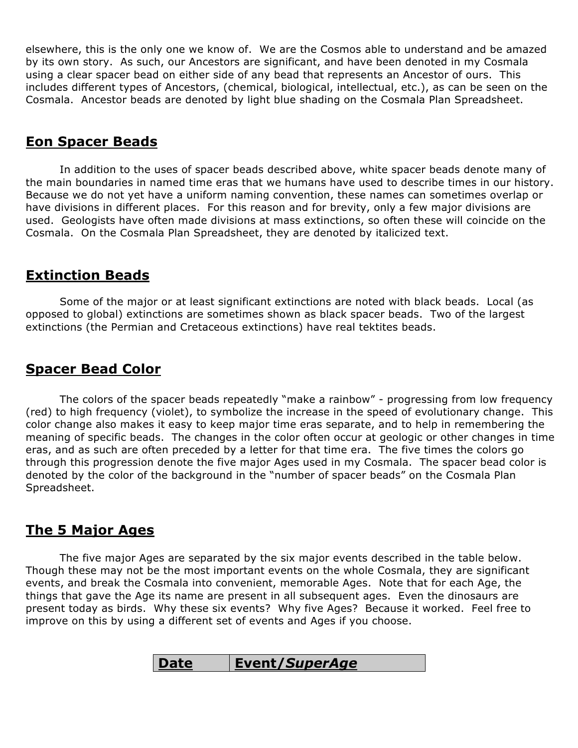elsewhere, this is the only one we know of. We are the Cosmos able to understand and be amazed by its own story. As such, our Ancestors are significant, and have been denoted in my Cosmala using a clear spacer bead on either side of any bead that represents an Ancestor of ours. This includes different types of Ancestors, (chemical, biological, intellectual, etc.), as can be seen on the Cosmala. Ancestor beads are denoted by light blue shading on the Cosmala Plan Spreadsheet.

## Eon Spacer Beads

In addition to the uses of spacer beads described above, white spacer beads denote many of the main boundaries in named time eras that we humans have used to describe times in our history. Because we do not yet have a uniform naming convention, these names can sometimes overlap or have divisions in different places. For this reason and for brevity, only a few major divisions are used. Geologists have often made divisions at mass extinctions, so often these will coincide on the Cosmala. On the Cosmala Plan Spreadsheet, they are denoted by italicized text.

## Extinction Beads

Some of the major or at least significant extinctions are noted with black beads. Local (as opposed to global) extinctions are sometimes shown as black spacer beads. Two of the largest extinctions (the Permian and Cretaceous extinctions) have real tektites beads.

## Spacer Bead Color

The colors of the spacer beads repeatedly "make a rainbow" - progressing from low frequency (red) to high frequency (violet), to symbolize the increase in the speed of evolutionary change. This color change also makes it easy to keep major time eras separate, and to help in remembering the meaning of specific beads. The changes in the color often occur at geologic or other changes in time eras, and as such are often preceded by a letter for that time era. The five times the colors go through this progression denote the five major Ages used in my Cosmala. The spacer bead color is denoted by the color of the background in the "number of spacer beads" on the Cosmala Plan Spreadsheet.

## The 5 Major Ages

The five major Ages are separated by the six major events described in the table below. Though these may not be the most important events on the whole Cosmala, they are significant events, and break the Cosmala into convenient, memorable Ages. Note that for each Age, the things that gave the Age its name are present in all subsequent ages. Even the dinosaurs are present today as birds. Why these six events? Why five Ages? Because it worked. Feel free to improve on this by using a different set of events and Ages if you choose.

| **Date** | **Event/*SuperAge*** |
|---|---|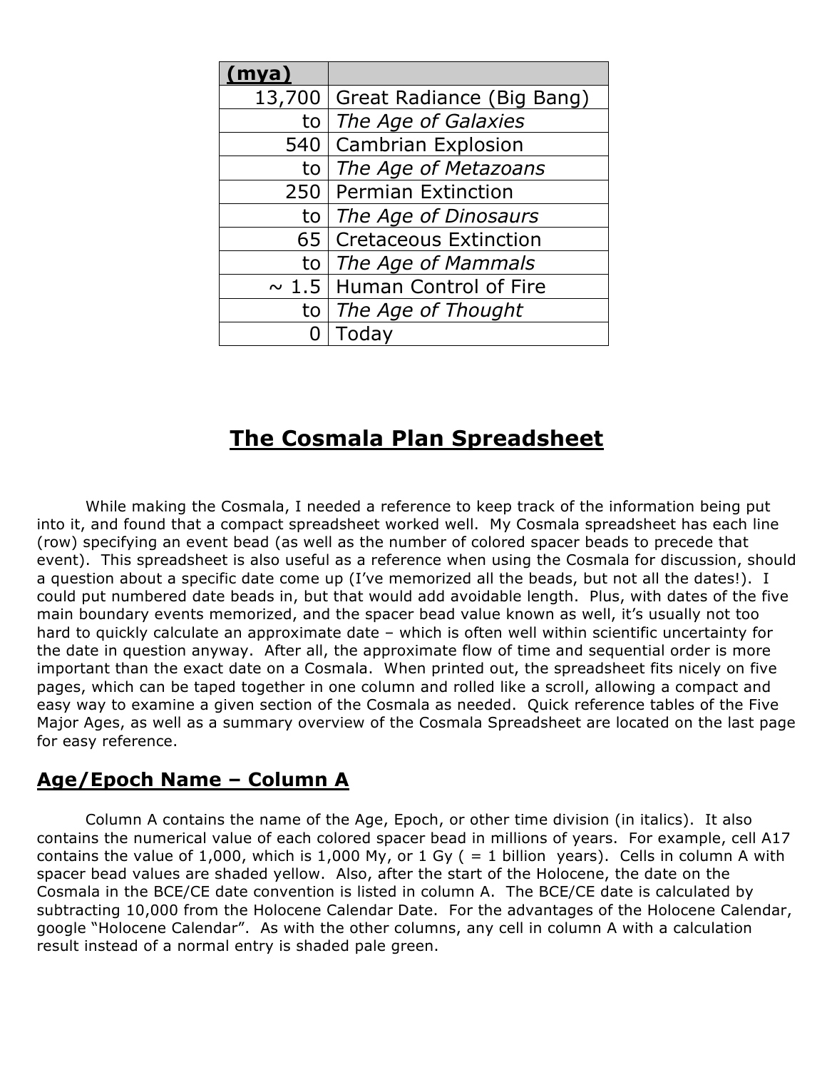| (mya) | |
|---:|---|
| 13,700 | Great Radiance (Big Bang) |
| to | *The Age of Galaxies* |
| 540 | Cambrian Explosion |
| to | *The Age of Metazoans* |
| 250 | Permian Extinction |
| to | *The Age of Dinosaurs* |
| 65 | Cretaceous Extinction |
| to | *The Age of Mammals* |
| ~ 1.5 | Human Control of Fire |
| to | *The Age of Thought* |
| 0 | Today |

# The Cosmala Plan Spreadsheet

While making the Cosmala, I needed a reference to keep track of the information being put into it, and found that a compact spreadsheet worked well. My Cosmala spreadsheet has each line (row) specifying an event bead (as well as the number of colored spacer beads to precede that event). This spreadsheet is also useful as a reference when using the Cosmala for discussion, should a question about a specific date come up (I've memorized all the beads, but not all the dates!). I could put numbered date beads in, but that would add avoidable length. Plus, with dates of the five main boundary events memorized, and the spacer bead value known as well, it's usually not too hard to quickly calculate an approximate date – which is often well within scientific uncertainty for the date in question anyway. After all, the approximate flow of time and sequential order is more important than the exact date on a Cosmala. When printed out, the spreadsheet fits nicely on five pages, which can be taped together in one column and rolled like a scroll, allowing a compact and easy way to examine a given section of the Cosmala as needed. Quick reference tables of the Five Major Ages, as well as a summary overview of the Cosmala Spreadsheet are located on the last page for easy reference.

## Age/Epoch Name – Column A

Column A contains the name of the Age, Epoch, or other time division (in italics). It also contains the numerical value of each colored spacer bead in millions of years. For example, cell A17 contains the value of 1,000, which is 1,000 My, or 1 Gy ( = 1 billion years). Cells in column A with spacer bead values are shaded yellow. Also, after the start of the Holocene, the date on the Cosmala in the BCE/CE date convention is listed in column A. The BCE/CE date is calculated by subtracting 10,000 from the Holocene Calendar Date. For the advantages of the Holocene Calendar, google "Holocene Calendar". As with the other columns, any cell in column A with a calculation result instead of a normal entry is shaded pale green.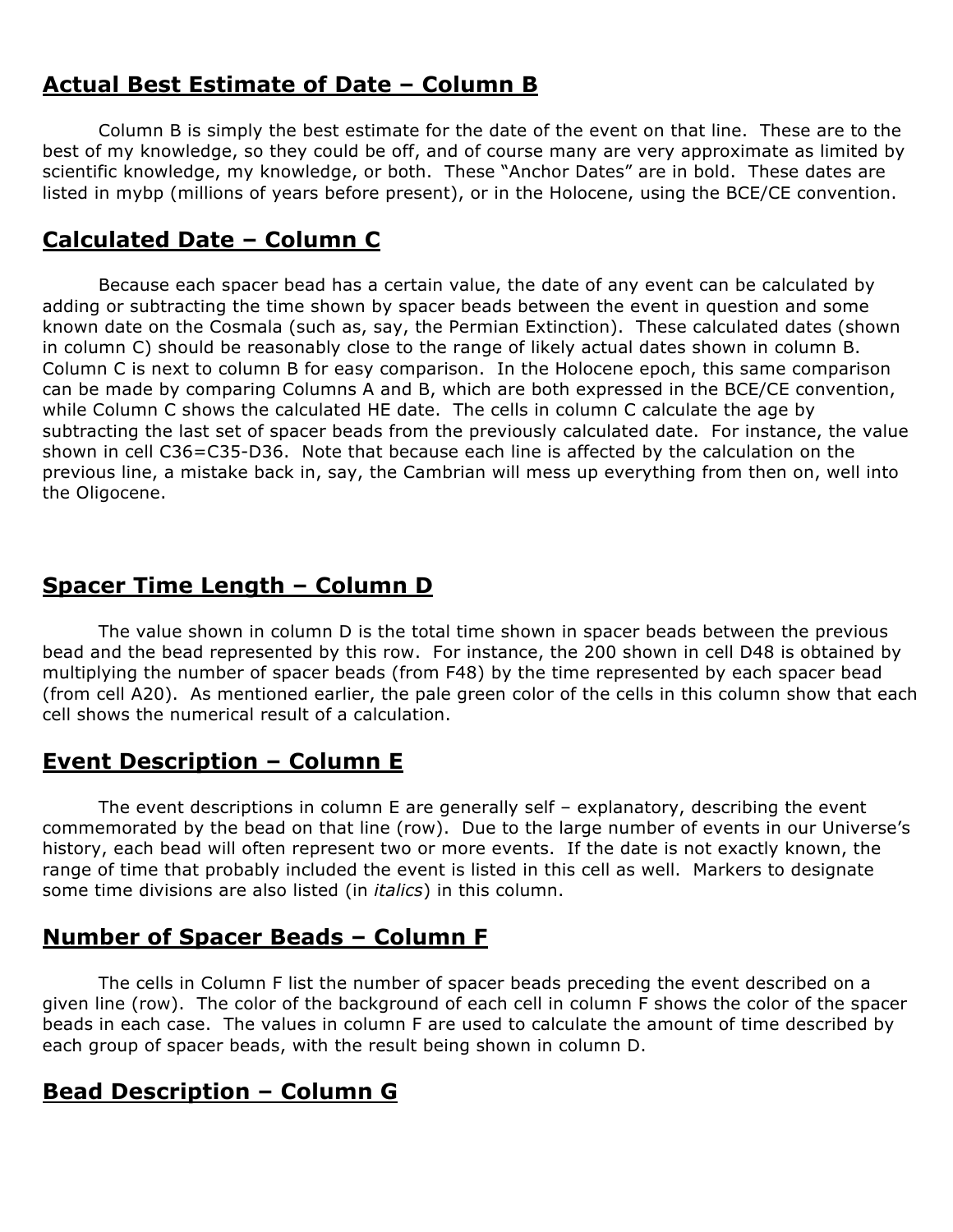## **Actual Best Estimate of Date – Column B**

Column B is simply the best estimate for the date of the event on that line. These are to the best of my knowledge, so they could be off, and of course many are very approximate as limited by scientific knowledge, my knowledge, or both. These "Anchor Dates" are in bold. These dates are listed in mybp (millions of years before present), or in the Holocene, using the BCE/CE convention.

## **Calculated Date – Column C**

Because each spacer bead has a certain value, the date of any event can be calculated by adding or subtracting the time shown by spacer beads between the event in question and some known date on the Cosmala (such as, say, the Permian Extinction). These calculated dates (shown in column C) should be reasonably close to the range of likely actual dates shown in column B. Column C is next to column B for easy comparison. In the Holocene epoch, this same comparison can be made by comparing Columns A and B, which are both expressed in the BCE/CE convention, while Column C shows the calculated HE date. The cells in column C calculate the age by subtracting the last set of spacer beads from the previously calculated date. For instance, the value shown in cell C36=C35-D36. Note that because each line is affected by the calculation on the previous line, a mistake back in, say, the Cambrian will mess up everything from then on, well into the Oligocene.

## **Spacer Time Length – Column D**

The value shown in column D is the total time shown in spacer beads between the previous bead and the bead represented by this row. For instance, the 200 shown in cell D48 is obtained by multiplying the number of spacer beads (from F48) by the time represented by each spacer bead (from cell A20). As mentioned earlier, the pale green color of the cells in this column show that each cell shows the numerical result of a calculation.

## **Event Description – Column E**

The event descriptions in column E are generally self – explanatory, describing the event commemorated by the bead on that line (row). Due to the large number of events in our Universe's history, each bead will often represent two or more events. If the date is not exactly known, the range of time that probably included the event is listed in this cell as well. Markers to designate some time divisions are also listed (in *italics*) in this column.

## **Number of Spacer Beads – Column F**

The cells in Column F list the number of spacer beads preceding the event described on a given line (row). The color of the background of each cell in column F shows the color of the spacer beads in each case. The values in column F are used to calculate the amount of time described by each group of spacer beads, with the result being shown in column D.

## **Bead Description – Column G**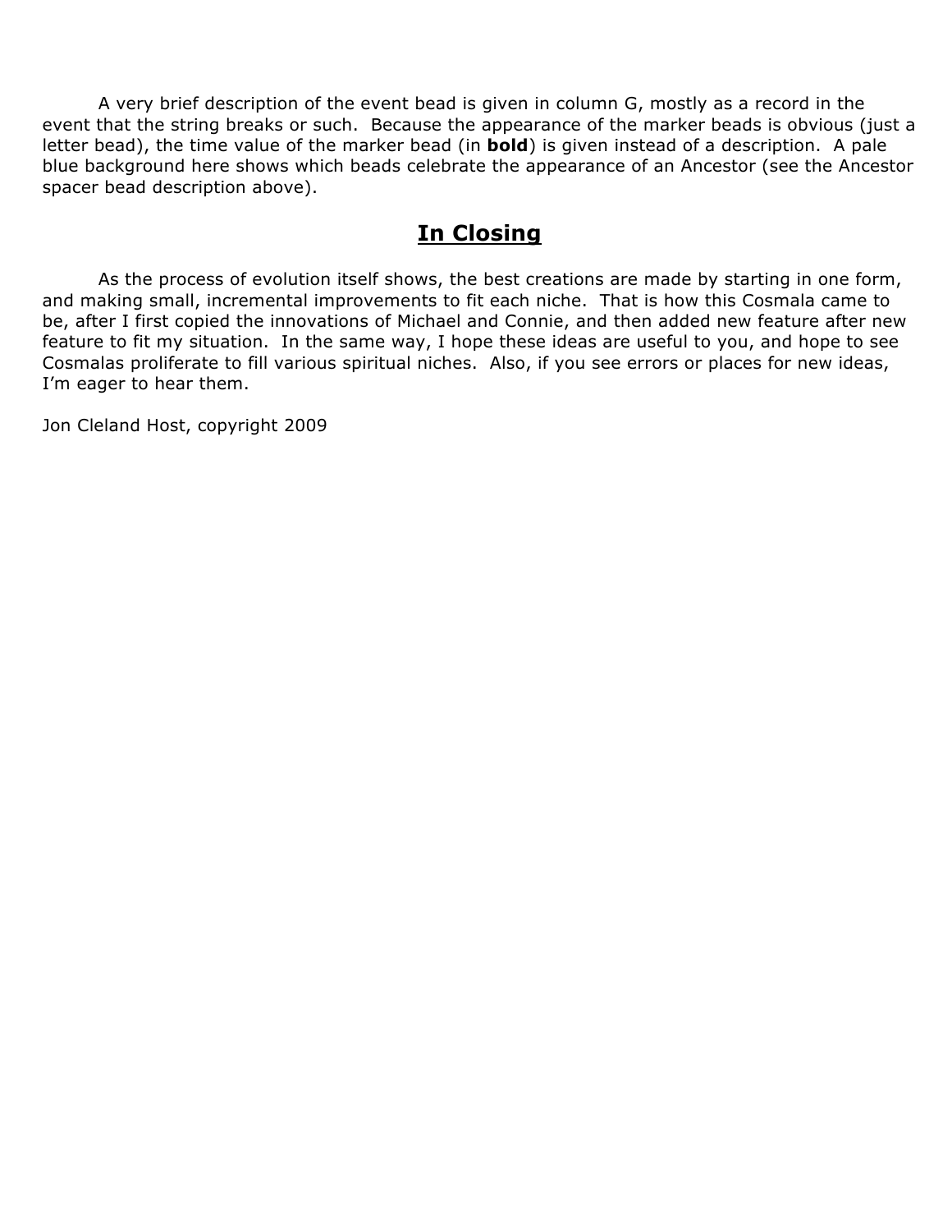A very brief description of the event bead is given in column G, mostly as a record in the event that the string breaks or such. Because the appearance of the marker beads is obvious (just a letter bead), the time value of the marker bead (in **bold**) is given instead of a description. A pale blue background here shows which beads celebrate the appearance of an Ancestor (see the Ancestor spacer bead description above).

## In Closing

As the process of evolution itself shows, the best creations are made by starting in one form, and making small, incremental improvements to fit each niche. That is how this Cosmala came to be, after I first copied the innovations of Michael and Connie, and then added new feature after new feature to fit my situation. In the same way, I hope these ideas are useful to you, and hope to see Cosmalas proliferate to fill various spiritual niches. Also, if you see errors or places for new ideas, I'm eager to hear them.

Jon Cleland Host, copyright 2009